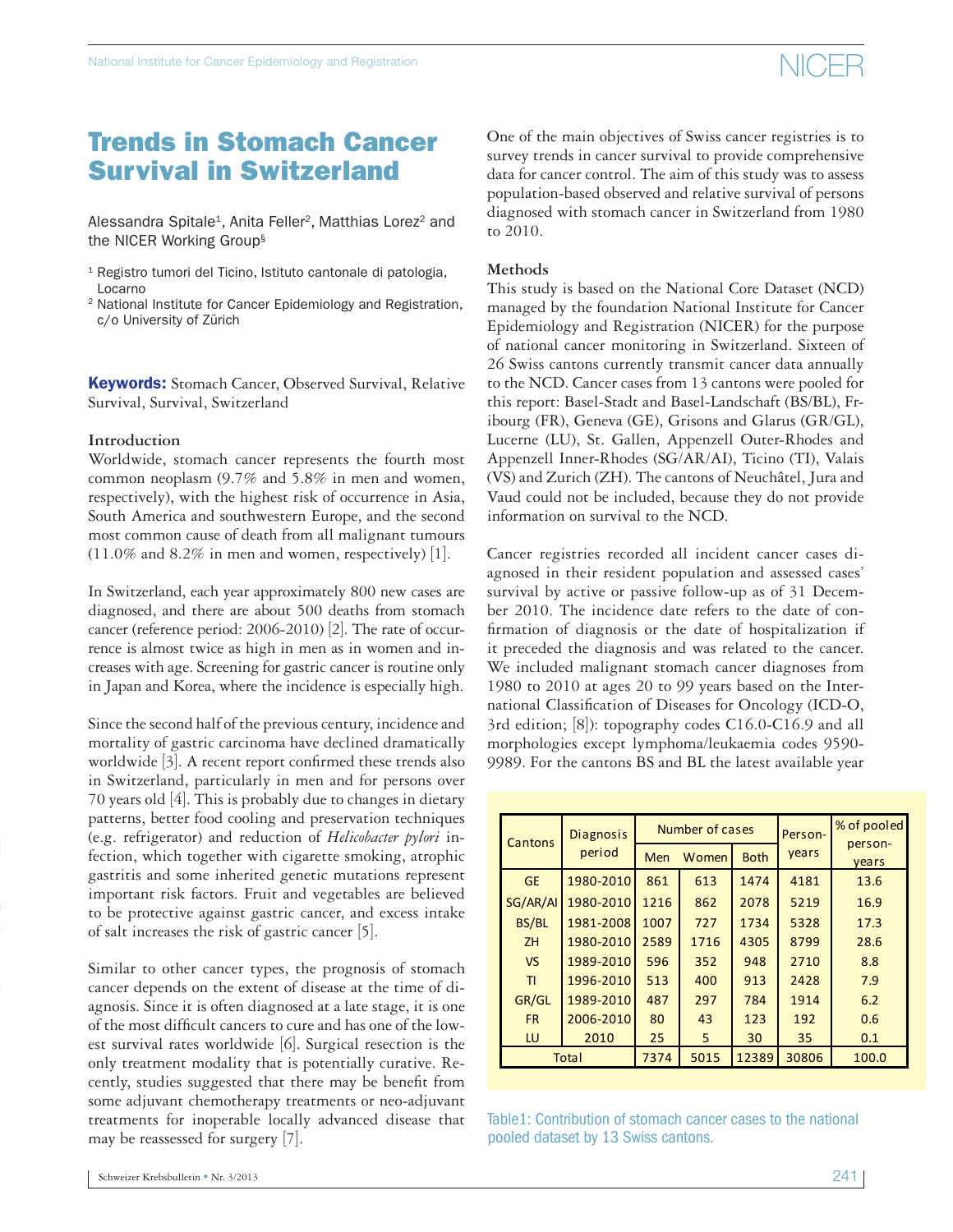# Trends in Stomach Cancer Survival in Switzerland

Alessandra Spitale[1], Anita Feller[2], Matthias Lorez[2] and the NICER Working Group[§]

[1] Registro tumori del Ticino, Istituto cantonale di patologia, Locarno
[2] National Institute for Cancer Epidemiology and Registration, c/o University of Zürich

**Keywords:** Stomach Cancer, Observed Survival, Relative Survival, Survival, Switzerland

### Introduction

Worldwide, stomach cancer represents the fourth most common neoplasm (9.7% and 5.8% in men and women, respectively), with the highest risk of occurrence in Asia, South America and southwestern Europe, and the second most common cause of death from all malignant tumours (11.0% and 8.2% in men and women, respectively) [1].

In Switzerland, each year approximately 800 new cases are diagnosed, and there are about 500 deaths from stomach cancer (reference period: 2006-2010) [2]. The rate of occurrence is almost twice as high in men as in women and increases with age. Screening for gastric cancer is routine only in Japan and Korea, where the incidence is especially high.

Since the second half of the previous century, incidence and mortality of gastric carcinoma have declined dramatically worldwide [3]. A recent report confirmed these trends also in Switzerland, particularly in men and for persons over 70 years old [4]. This is probably due to changes in dietary patterns, better food cooling and preservation techniques (e.g. refrigerator) and reduction of *Helicobacter pylori* infection, which together with cigarette smoking, atrophic gastritis and some inherited genetic mutations represent important risk factors. Fruit and vegetables are believed to be protective against gastric cancer, and excess intake of salt increases the risk of gastric cancer [5].

Similar to other cancer types, the prognosis of stomach cancer depends on the extent of disease at the time of diagnosis. Since it is often diagnosed at a late stage, it is one of the most difficult cancers to cure and has one of the lowest survival rates worldwide [6]. Surgical resection is the only treatment modality that is potentially curative. Recently, studies suggested that there may be benefit from some adjuvant chemotherapy treatments or neo-adjuvant treatments for inoperable locally advanced disease that may be reassessed for surgery [7].

One of the main objectives of Swiss cancer registries is to survey trends in cancer survival to provide comprehensive data for cancer control. The aim of this study was to assess population-based observed and relative survival of persons diagnosed with stomach cancer in Switzerland from 1980 to 2010.

### Methods

This study is based on the National Core Dataset (NCD) managed by the foundation National Institute for Cancer Epidemiology and Registration (NICER) for the purpose of national cancer monitoring in Switzerland. Sixteen of 26 Swiss cantons currently transmit cancer data annually to the NCD. Cancer cases from 13 cantons were pooled for this report: Basel-Stadt and Basel-Landschaft (BS/BL), Fribourg (FR), Geneva (GE), Grisons and Glarus (GR/GL), Lucerne (LU), St. Gallen, Appenzell Outer-Rhodes and Appenzell Inner-Rhodes (SG/AR/AI), Ticino (TI), Valais (VS) and Zurich (ZH). The cantons of Neuchâtel, Jura and Vaud could not be included, because they do not provide information on survival to the NCD.

Cancer registries recorded all incident cancer cases diagnosed in their resident population and assessed cases' survival by active or passive follow-up as of 31 December 2010. The incidence date refers to the date of confirmation of diagnosis or the date of hospitalization if it preceded the diagnosis and was related to the cancer. We included malignant stomach cancer diagnoses from 1980 to 2010 at ages 20 to 99 years based on the International Classification of Diseases for Oncology (ICD-O, 3rd edition; [8]): topography codes C16.0-C16.9 and all morphologies except lymphoma/leukaemia codes 9590-9989. For the cantons BS and BL the latest available year

| Cantons | Diagnosis period | Number of cases | | | Person-years | % of pooled person-years |
|---|---|---|---|---|---|---|
| | | Men | Women | Both | | |
| GE | 1980-2010 | 861 | 613 | 1474 | 4181 | 13.6 |
| SG/AR/AI | 1980-2010 | 1216 | 862 | 2078 | 5219 | 16.9 |
| BS/BL | 1981-2008 | 1007 | 727 | 1734 | 5328 | 17.3 |
| ZH | 1980-2010 | 2589 | 1716 | 4305 | 8799 | 28.6 |
| VS | 1989-2010 | 596 | 352 | 948 | 2710 | 8.8 |
| TI | 1996-2010 | 513 | 400 | 913 | 2428 | 7.9 |
| GR/GL | 1989-2010 | 487 | 297 | 784 | 1914 | 6.2 |
| FR | 2006-2010 | 80 | 43 | 123 | 192 | 0.6 |
| LU | 2010 | 25 | 5 | 30 | 35 | 0.1 |
| Total | | 7374 | 5015 | 12389 | 30806 | 100.0 |

Table1: Contribution of stomach cancer cases to the national pooled dataset by 13 Swiss cantons.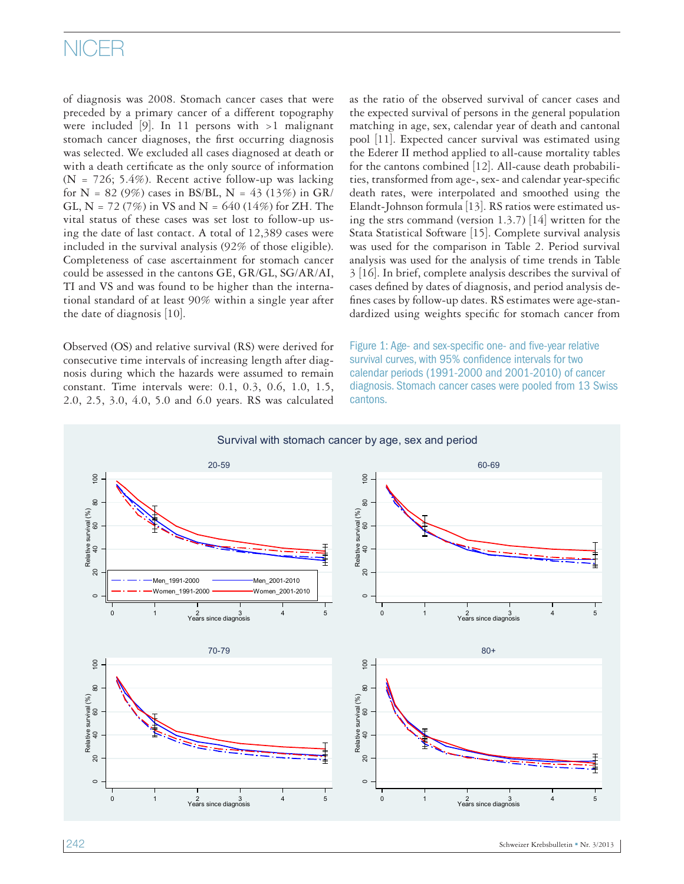of diagnosis was 2008. Stomach cancer cases that were preceded by a primary cancer of a different topography were included [9]. In 11 persons with >1 malignant stomach cancer diagnoses, the first occurring diagnosis was selected. We excluded all cases diagnosed at death or with a death certificate as the only source of information (N = 726; 5.4%). Recent active follow-up was lacking for N = 82 (9%) cases in BS/BL, N = 43 (13%) in GR/GL, N = 72 (7%) in VS and N = 640 (14%) for ZH. The vital status of these cases was set lost to follow-up using the date of last contact. A total of 12,389 cases were included in the survival analysis (92% of those eligible). Completeness of case ascertainment for stomach cancer could be assessed in the cantons GE, GR/GL, SG/AR/AI, TI and VS and was found to be higher than the international standard of at least 90% within a single year after the date of diagnosis [10].

Observed (OS) and relative survival (RS) were derived for consecutive time intervals of increasing length after diagnosis during which the hazards were assumed to remain constant. Time intervals were: 0.1, 0.3, 0.6, 1.0, 1.5, 2.0, 2.5, 3.0, 4.0, 5.0 and 6.0 years. RS was calculated as the ratio of the observed survival of cancer cases and the expected survival of persons in the general population matching in age, sex, calendar year of death and cantonal pool [11]. Expected cancer survival was estimated using the Ederer II method applied to all-cause mortality tables for the cantons combined [12]. All-cause death probabilities, transformed from age-, sex- and calendar year-specific death rates, were interpolated and smoothed using the Elandt-Johnson formula [13]. RS ratios were estimated using the strs command (version 1.3.7) [14] written for the Stata Statistical Software [15]. Complete survival analysis was used for the comparison in Table 2. Period survival analysis was used for the analysis of time trends in Table 3 [16]. In brief, complete analysis describes the survival of cases defined by dates of diagnosis, and period analysis defines cases by follow-up dates. RS estimates were age-standardized using weights specific for stomach cancer from

Figure 1: Age- and sex-specific one- and five-year relative survival curves, with 95% confidence intervals for two calendar periods (1991-2000 and 2001-2010) of cancer diagnosis. Stomach cancer cases were pooled from 13 Swiss cantons.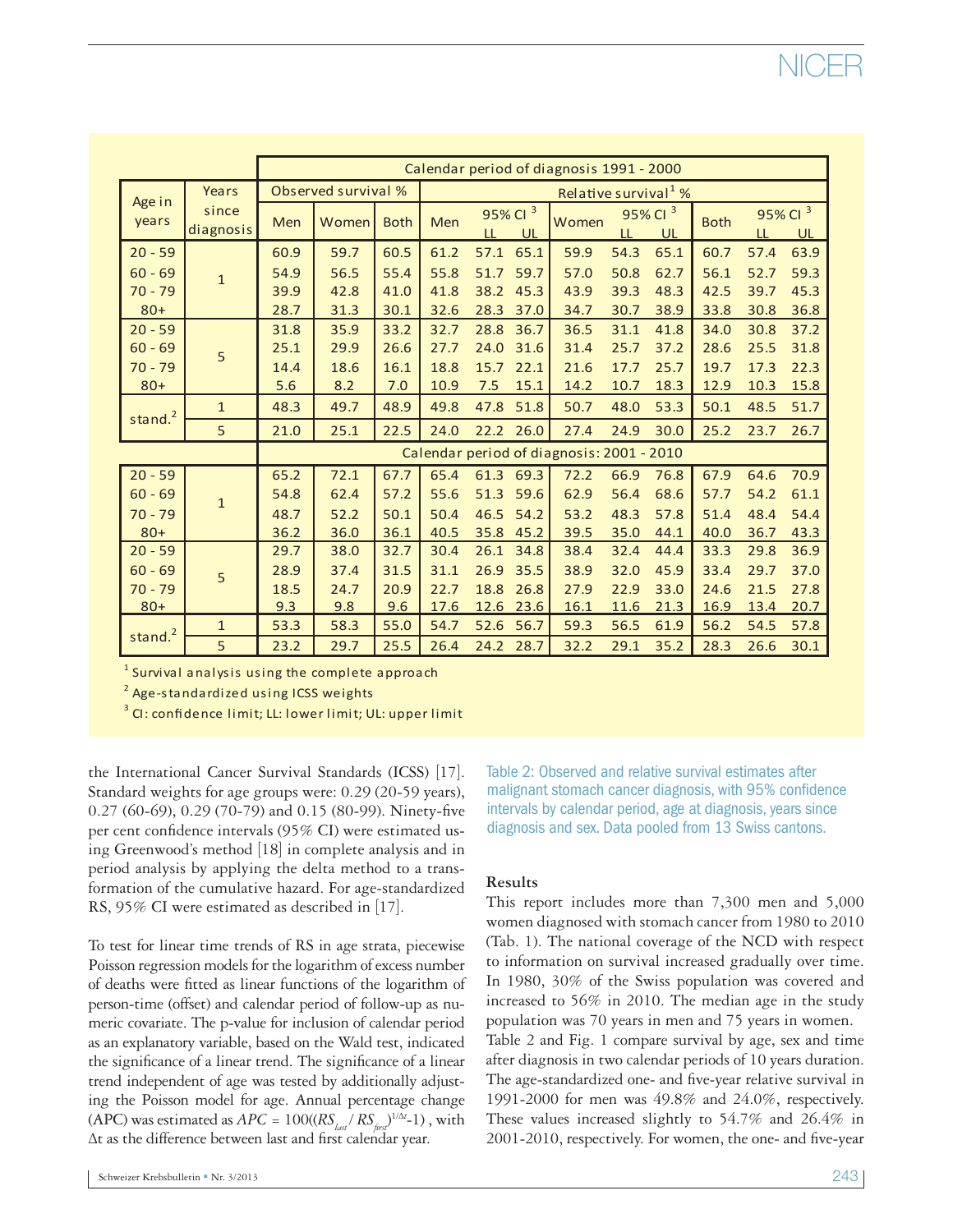| Age in years | Years since diagnosis | Observed survival % | | | Relative survival[1] % | | | | | | | | |
|---|---|---|---|---|---|---|---|---|---|---|---|---|---|
| | | Men | Women | Both | Men | 95% CI[3] LL | 95% CI[3] UL | Women | 95% CI[3] LL | 95% CI[3] UL | Both | 95% CI[3] LL | 95% CI[3] UL |
| **Calendar period of diagnosis 1991 - 2000** | | | | | | | | | | | | | |
| 20 - 59 | 1 | 60.9 | 59.7 | 60.5 | 61.2 | 57.1 | 65.1 | 59.9 | 54.3 | 65.1 | 60.7 | 57.4 | 63.9 |
| 60 - 69 | 1 | 54.9 | 56.5 | 55.4 | 55.8 | 51.7 | 59.7 | 57.0 | 50.8 | 62.7 | 56.1 | 52.7 | 59.3 |
| 70 - 79 | 1 | 39.9 | 42.8 | 41.0 | 41.8 | 38.2 | 45.3 | 43.9 | 39.3 | 48.3 | 42.5 | 39.7 | 45.3 |
| 80+ | 1 | 28.7 | 31.3 | 30.1 | 32.6 | 28.3 | 37.0 | 34.7 | 30.7 | 38.9 | 33.8 | 30.8 | 36.8 |
| 20 - 59 | 5 | 31.8 | 35.9 | 33.2 | 32.7 | 28.8 | 36.7 | 36.5 | 31.1 | 41.8 | 34.0 | 30.8 | 37.2 |
| 60 - 69 | 5 | 25.1 | 29.9 | 26.6 | 27.7 | 24.0 | 31.6 | 31.4 | 25.7 | 37.2 | 28.6 | 25.5 | 31.8 |
| 70 - 79 | 5 | 14.4 | 18.6 | 16.1 | 18.8 | 15.7 | 22.1 | 21.6 | 17.7 | 25.7 | 19.7 | 17.3 | 22.3 |
| 80+ | 5 | 5.6 | 8.2 | 7.0 | 10.9 | 7.5 | 15.1 | 14.2 | 10.7 | 18.3 | 12.9 | 10.3 | 15.8 |
| stand.[2] | 1 | 48.3 | 49.7 | 48.9 | 49.8 | 47.8 | 51.8 | 50.7 | 48.0 | 53.3 | 50.1 | 48.5 | 51.7 |
| stand.[2] | 5 | 21.0 | 25.1 | 22.5 | 24.0 | 22.2 | 26.0 | 27.4 | 24.9 | 30.0 | 25.2 | 23.7 | 26.7 |
| **Calendar period of diagnosis: 2001 - 2010** | | | | | | | | | | | | | |
| 20 - 59 | 1 | 65.2 | 72.1 | 67.7 | 65.4 | 61.3 | 69.3 | 72.2 | 66.9 | 76.8 | 67.9 | 64.6 | 70.9 |
| 60 - 69 | 1 | 54.8 | 62.4 | 57.2 | 55.6 | 51.3 | 59.6 | 62.9 | 56.4 | 68.6 | 57.7 | 54.2 | 61.1 |
| 70 - 79 | 1 | 48.7 | 52.2 | 50.1 | 50.4 | 46.5 | 54.2 | 53.2 | 48.3 | 57.8 | 51.4 | 48.4 | 54.4 |
| 80+ | 1 | 36.2 | 36.0 | 36.1 | 40.5 | 35.8 | 45.2 | 39.5 | 35.0 | 44.1 | 40.0 | 36.7 | 43.3 |
| 20 - 59 | 5 | 29.7 | 38.0 | 32.7 | 30.4 | 26.1 | 34.8 | 38.4 | 32.4 | 44.4 | 33.3 | 29.8 | 36.9 |
| 60 - 69 | 5 | 28.9 | 37.4 | 31.5 | 31.1 | 26.9 | 35.5 | 38.9 | 32.0 | 45.9 | 33.4 | 29.7 | 37.0 |
| 70 - 79 | 5 | 18.5 | 24.7 | 20.9 | 22.7 | 18.8 | 26.8 | 27.9 | 22.9 | 33.0 | 24.6 | 21.5 | 27.8 |
| 80+ | 5 | 9.3 | 9.8 | 9.6 | 17.6 | 12.6 | 23.6 | 16.1 | 11.6 | 21.3 | 16.9 | 13.4 | 20.7 |
| stand.[2] | 1 | 53.3 | 58.3 | 55.0 | 54.7 | 52.6 | 56.7 | 59.3 | 56.5 | 61.9 | 56.2 | 54.5 | 57.8 |
| stand.[2] | 5 | 23.2 | 29.7 | 25.5 | 26.4 | 24.2 | 28.7 | 32.2 | 29.1 | 35.2 | 28.3 | 26.6 | 30.1 |

[1] Survival analysis using the complete approach
[2] Age-standardized using ICSS weights
[3] CI: confidence limit; LL: lower limit; UL: upper limit

Table 2: Observed and relative survival estimates after malignant stomach cancer diagnosis, with 95% confidence intervals by calendar period, age at diagnosis, years since diagnosis and sex. Data pooled from 13 Swiss cantons.

the International Cancer Survival Standards (ICSS) [17]. Standard weights for age groups were: 0.29 (20-59 years), 0.27 (60-69), 0.29 (70-79) and 0.15 (80-99). Ninety-five per cent confidence intervals (95% CI) were estimated using Greenwood's method [18] in complete analysis and in period analysis by applying the delta method to a transformation of the cumulative hazard. For age-standardized RS, 95% CI were estimated as described in [17].

To test for linear time trends of RS in age strata, piecewise Poisson regression models for the logarithm of excess number of deaths were fitted as linear functions of the logarithm of person-time (offset) and calendar period of follow-up as numeric covariate. The p-value for inclusion of calendar period as an explanatory variable, based on the Wald test, indicated the significance of a linear trend. The significance of a linear trend independent of age was tested by additionally adjusting the Poisson model for age. Annual percentage change (APC) was estimated as $APC = 100((RS_{last} / RS_{first})^{1/\Delta t}-1)$ , with $\Delta t$ as the difference between last and first calendar year.

## Results

This report includes more than 7,300 men and 5,000 women diagnosed with stomach cancer from 1980 to 2010 (Tab. 1). The national coverage of the NCD with respect to information on survival increased gradually over time. In 1980, 30% of the Swiss population was covered and increased to 56% in 2010. The median age in the study population was 70 years in men and 75 years in women. Table 2 and Fig. 1 compare survival by age, sex and time after diagnosis in two calendar periods of 10 years duration. The age-standardized one- and five-year relative survival in 1991-2000 for men was 49.8% and 24.0%, respectively. These values increased slightly to 54.7% and 26.4% in 2001-2010, respectively. For women, the one- and five-year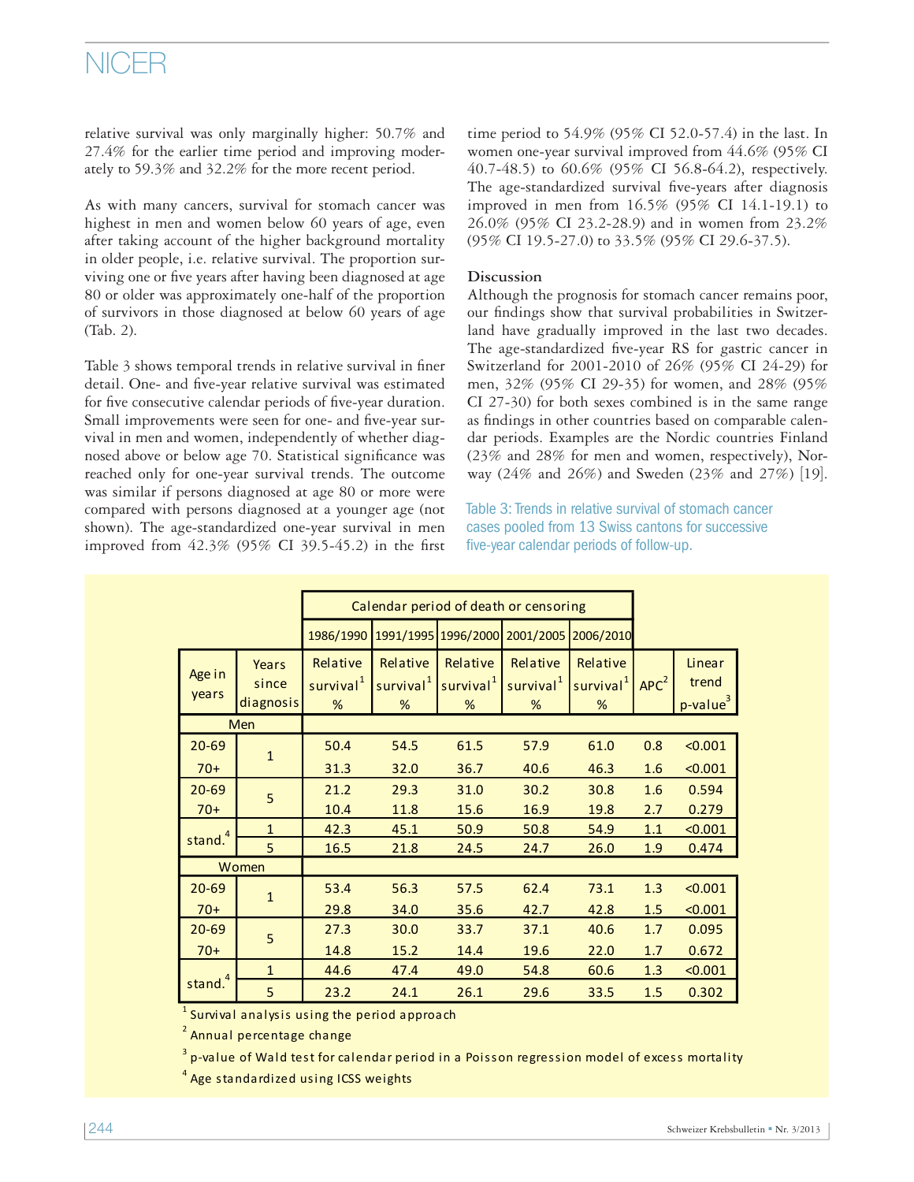relative survival was only marginally higher: 50.7% and 27.4% for the earlier time period and improving moderately to 59.3% and 32.2% for the more recent period.

As with many cancers, survival for stomach cancer was highest in men and women below 60 years of age, even after taking account of the higher background mortality in older people, i.e. relative survival. The proportion surviving one or five years after having been diagnosed at age 80 or older was approximately one-half of the proportion of survivors in those diagnosed at below 60 years of age (Tab. 2).

Table 3 shows temporal trends in relative survival in finer detail. One- and five-year relative survival was estimated for five consecutive calendar periods of five-year duration. Small improvements were seen for one- and five-year survival in men and women, independently of whether diagnosed above or below age 70. Statistical significance was reached only for one-year survival trends. The outcome was similar if persons diagnosed at age 80 or more were compared with persons diagnosed at a younger age (not shown). The age-standardized one-year survival in men improved from 42.3% (95% CI 39.5-45.2) in the first time period to 54.9% (95% CI 52.0-57.4) in the last. In women one-year survival improved from 44.6% (95% CI 40.7-48.5) to 60.6% (95% CI 56.8-64.2), respectively. The age-standardized survival five-years after diagnosis improved in men from 16.5% (95% CI 14.1-19.1) to 26.0% (95% CI 23.2-28.9) and in women from 23.2% (95% CI 19.5-27.0) to 33.5% (95% CI 29.6-37.5).

## Discussion

Although the prognosis for stomach cancer remains poor, our findings show that survival probabilities in Switzerland have gradually improved in the last two decades. The age-standardized five-year RS for gastric cancer in Switzerland for 2001-2010 of 26% (95% CI 24-29) for men, 32% (95% CI 29-35) for women, and 28% (95% CI 27-30) for both sexes combined is in the same range as findings in other countries based on comparable calendar periods. Examples are the Nordic countries Finland (23% and 28% for men and women, respectively), Norway (24% and 26%) and Sweden (23% and 27%) [19].

Table 3: Trends in relative survival of stomach cancer cases pooled from 13 Swiss cantons for successive five-year calendar periods of follow-up.

| | | Calendar period of death or censoring | | | | | | |
|---|---|---|---|---|---|---|---|---|
| | | 1986/1990 | 1991/1995 | 1996/2000 | 2001/2005 | 2006/2010 | | |
| Age in years | Years since diagnosis | Relative survival[1] % | Relative survival[1] % | Relative survival[1] % | Relative survival[1] % | Relative survival[1] % | APC[2] | Linear trend p-value[3] |
| **Men** | | | | | | | | |
| 20-69 | 1 | 50.4 | 54.5 | 61.5 | 57.9 | 61.0 | 0.8 | <0.001 |
| 70+ | 1 | 31.3 | 32.0 | 36.7 | 40.6 | 46.3 | 1.6 | <0.001 |
| 20-69 | 5 | 21.2 | 29.3 | 31.0 | 30.2 | 30.8 | 1.6 | 0.594 |
| 70+ | 5 | 10.4 | 11.8 | 15.6 | 16.9 | 19.8 | 2.7 | 0.279 |
| stand.[4] | 1 | 42.3 | 45.1 | 50.9 | 50.8 | 54.9 | 1.1 | <0.001 |
| stand.[4] | 5 | 16.5 | 21.8 | 24.5 | 24.7 | 26.0 | 1.9 | 0.474 |
| **Women** | | | | | | | | |
| 20-69 | 1 | 53.4 | 56.3 | 57.5 | 62.4 | 73.1 | 1.3 | <0.001 |
| 70+ | 1 | 29.8 | 34.0 | 35.6 | 42.7 | 42.8 | 1.5 | <0.001 |
| 20-69 | 5 | 27.3 | 30.0 | 33.7 | 37.1 | 40.6 | 1.7 | 0.095 |
| 70+ | 5 | 14.8 | 15.2 | 14.4 | 19.6 | 22.0 | 1.7 | 0.672 |
| stand.[4] | 1 | 44.6 | 47.4 | 49.0 | 54.8 | 60.6 | 1.3 | <0.001 |
| stand.[4] | 5 | 23.2 | 24.1 | 26.1 | 29.6 | 33.5 | 1.5 | 0.302 |

[1] Survival analysis using the period approach

[2] Annual percentage change

[3] p-value of Wald test for calendar period in a Poisson regression model of excess mortality

[4] Age standardized using ICSS weights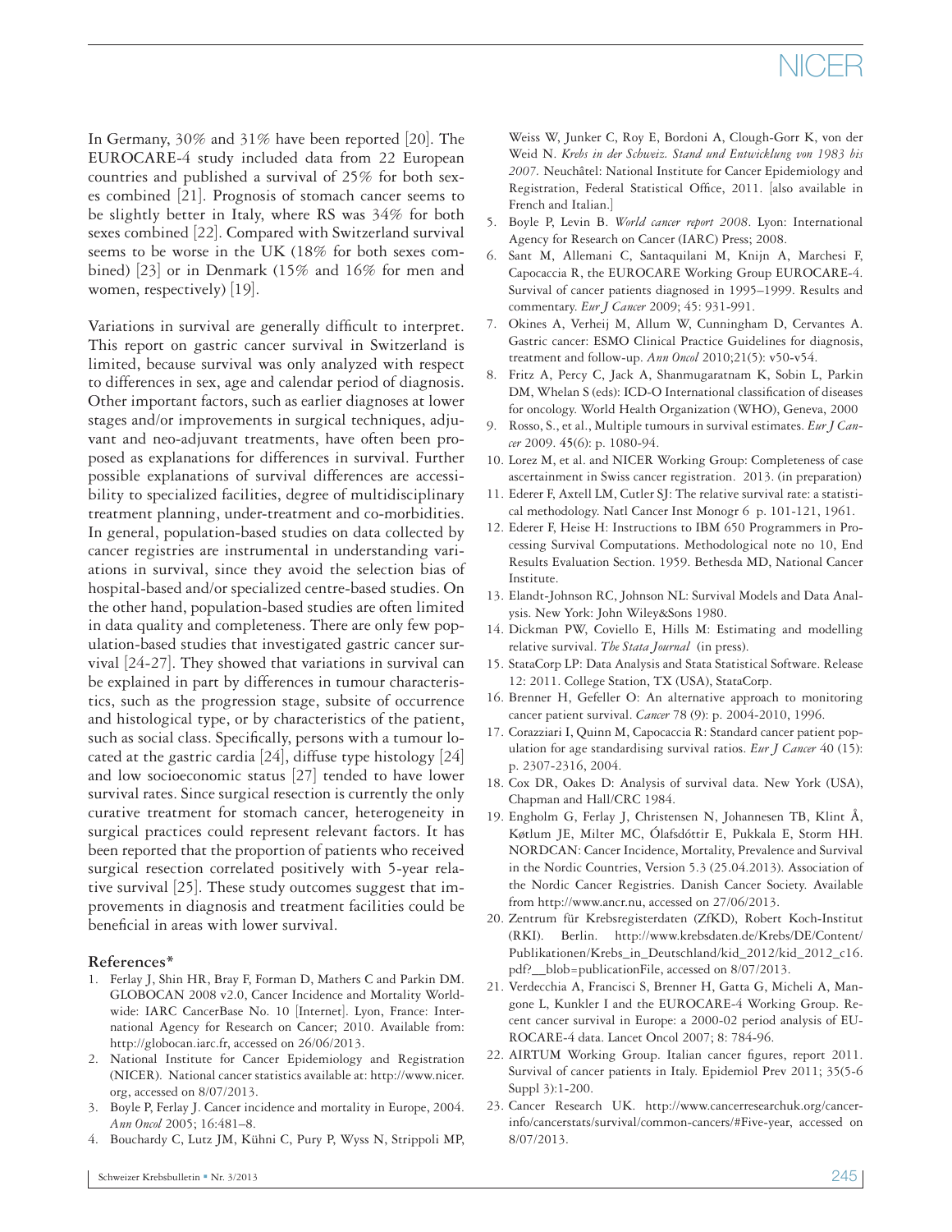In Germany, 30% and 31% have been reported [20]. The EUROCARE-4 study included data from 22 European countries and published a survival of 25% for both sexes combined [21]. Prognosis of stomach cancer seems to be slightly better in Italy, where RS was 34% for both sexes combined [22]. Compared with Switzerland survival seems to be worse in the UK (18% for both sexes combined) [23] or in Denmark (15% and 16% for men and women, respectively) [19].

Variations in survival are generally difficult to interpret. This report on gastric cancer survival in Switzerland is limited, because survival was only analyzed with respect to differences in sex, age and calendar period of diagnosis. Other important factors, such as earlier diagnoses at lower stages and/or improvements in surgical techniques, adjuvant and neo-adjuvant treatments, have often been proposed as explanations for differences in survival. Further possible explanations of survival differences are accessibility to specialized facilities, degree of multidisciplinary treatment planning, under-treatment and co-morbidities. In general, population-based studies on data collected by cancer registries are instrumental in understanding variations in survival, since they avoid the selection bias of hospital-based and/or specialized centre-based studies. On the other hand, population-based studies are often limited in data quality and completeness. There are only few population-based studies that investigated gastric cancer survival [24-27]. They showed that variations in survival can be explained in part by differences in tumour characteristics, such as the progression stage, subsite of occurrence and histological type, or by characteristics of the patient, such as social class. Specifically, persons with a tumour located at the gastric cardia [24], diffuse type histology [24] and low socioeconomic status [27] tended to have lower survival rates. Since surgical resection is currently the only curative treatment for stomach cancer, heterogeneity in surgical practices could represent relevant factors. It has been reported that the proportion of patients who received surgical resection correlated positively with 5-year relative survival [25]. These study outcomes suggest that improvements in diagnosis and treatment facilities could be beneficial in areas with lower survival.

### References*

1. Ferlay J, Shin HR, Bray F, Forman D, Mathers C and Parkin DM. GLOBOCAN 2008 v2.0, Cancer Incidence and Mortality Worldwide: IARC CancerBase No. 10 [Internet]. Lyon, France: International Agency for Research on Cancer; 2010. Available from: http://globocan.iarc.fr, accessed on 26/06/2013.
2. National Institute for Cancer Epidemiology and Registration (NICER). National cancer statistics available at: http://www.nicer.org, accessed on 8/07/2013.
3. Boyle P, Ferlay J. Cancer incidence and mortality in Europe, 2004. *Ann Oncol* 2005; 16:481–8.
4. Bouchardy C, Lutz JM, Kühni C, Pury P, Wyss N, Strippoli MP, Weiss W, Junker C, Roy E, Bordoni A, Clough-Gorr K, von der Weid N. *Krebs in der Schweiz. Stand und Entwicklung von 1983 bis 2007.* Neuchâtel: National Institute for Cancer Epidemiology and Registration, Federal Statistical Office, 2011. [also available in French and Italian.]
5. Boyle P, Levin B. *World cancer report 2008*. Lyon: International Agency for Research on Cancer (IARC) Press; 2008.
6. Sant M, Allemani C, Santaquilani M, Knijn A, Marchesi F, Capocaccia R, the EUROCARE Working Group EUROCARE-4. Survival of cancer patients diagnosed in 1995–1999. Results and commentary. *Eur J Cancer* 2009; 45: 931-991.
7. Okines A, Verheij M, Allum W, Cunningham D, Cervantes A. Gastric cancer: ESMO Clinical Practice Guidelines for diagnosis, treatment and follow-up. *Ann Oncol* 2010;21(5): v50-v54.
8. Fritz A, Percy C, Jack A, Shanmugaratnam K, Sobin L, Parkin DM, Whelan S (eds): ICD-O International classification of diseases for oncology. World Health Organization (WHO), Geneva, 2000
9. Rosso, S., et al., Multiple tumours in survival estimates. *Eur J Cancer* 2009. 45(6): p. 1080-94.
10. Lorez M, et al. and NICER Working Group: Completeness of case ascertainment in Swiss cancer registration. 2013. (in preparation)
11. Ederer F, Axtell LM, Cutler SJ: The relative survival rate: a statistical methodology. Natl Cancer Inst Monogr 6 p. 101-121, 1961.
12. Ederer F, Heise H: Instructions to IBM 650 Programmers in Processing Survival Computations. Methodological note no 10, End Results Evaluation Section. 1959. Bethesda MD, National Cancer Institute.
13. Elandt-Johnson RC, Johnson NL: Survival Models and Data Analysis. New York: John Wiley&Sons 1980.
14. Dickman PW, Coviello E, Hills M: Estimating and modelling relative survival. *The Stata Journal* (in press).
15. StataCorp LP: Data Analysis and Stata Statistical Software. Release 12: 2011. College Station, TX (USA), StataCorp.
16. Brenner H, Gefeller O: An alternative approach to monitoring cancer patient survival. *Cancer* 78 (9): p. 2004-2010, 1996.
17. Corazziari I, Quinn M, Capocaccia R: Standard cancer patient population for age standardising survival ratios. *Eur J Cancer* 40 (15): p. 2307-2316, 2004.
18. Cox DR, Oakes D: Analysis of survival data. New York (USA), Chapman and Hall/CRC 1984.
19. Engholm G, Ferlay J, Christensen N, Johannesen TB, Klint Å, Køtlum JE, Milter MC, Ólafsdóttir E, Pukkala E, Storm HH. NORDCAN: Cancer Incidence, Mortality, Prevalence and Survival in the Nordic Countries, Version 5.3 (25.04.2013). Association of the Nordic Cancer Registries. Danish Cancer Society. Available from http://www.ancr.nu, accessed on 27/06/2013.
20. Zentrum für Krebsregisterdaten (ZfKD), Robert Koch-Institut (RKI). Berlin. http://www.krebsdaten.de/Krebs/DE/Content/Publikationen/Krebs_in_Deutschland/kid_2012/kid_2012_c16.pdf?__blob=publicationFile, accessed on 8/07/2013.
21. Verdecchia A, Francisci S, Brenner H, Gatta G, Micheli A, Mangone L, Kunkler I and the EUROCARE-4 Working Group. Recent cancer survival in Europe: a 2000-02 period analysis of EUROCARE-4 data. Lancet Oncol 2007; 8: 784-96.
22. AIRTUM Working Group. Italian cancer figures, report 2011. Survival of cancer patients in Italy. Epidemiol Prev 2011; 35(5-6 Suppl 3):1-200.
23. Cancer Research UK. http://www.cancerresearchuk.org/cancer-info/cancerstats/survival/common-cancers/#Five-year, accessed on 8/07/2013.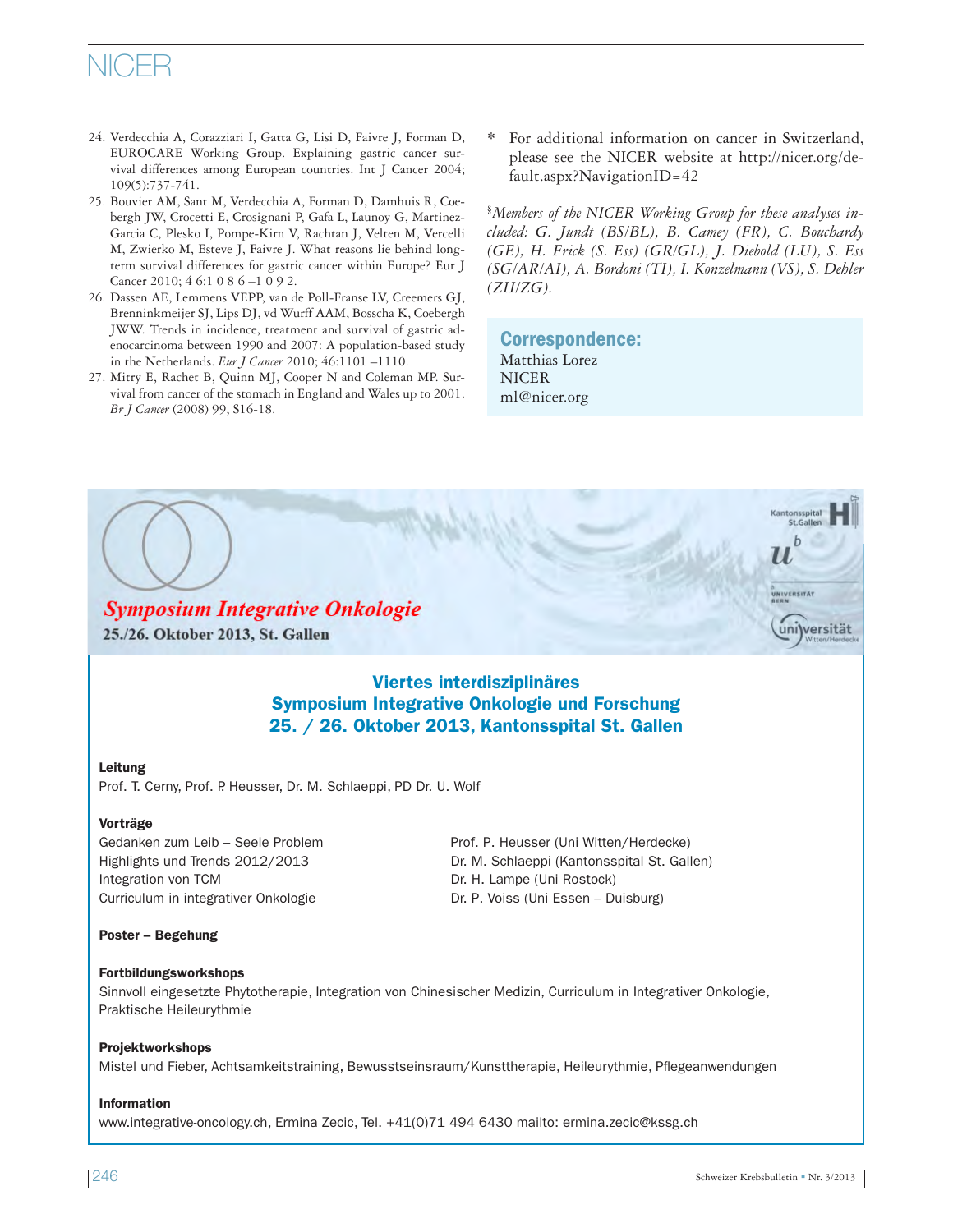24. Verdecchia A, Corazziari I, Gatta G, Lisi D, Faivre J, Forman D, EUROCARE Working Group. Explaining gastric cancer survival differences among European countries. Int J Cancer 2004; 109(5):737-741.
25. Bouvier AM, Sant M, Verdecchia A, Forman D, Damhuis R, Coebergh JW, Crocetti E, Crosignani P, Gafa L, Launoy G, Martinez-Garcia C, Plesko I, Pompe-Kirn V, Rachtan J, Velten M, Vercelli M, Zwierko M, Esteve J, Faivre J. What reasons lie behind long-term survival differences for gastric cancer within Europe? Eur J Cancer 2010; 4 6:1 0 8 6 –1 0 9 2.
26. Dassen AE, Lemmens VEPP, van de Poll-Franse LV, Creemers GJ, Brenninkmeijer SJ, Lips DJ, vd Wurff AAM, Bosscha K, Coebergh JWW. Trends in incidence, treatment and survival of gastric adenocarcinoma between 1990 and 2007: A population-based study in the Netherlands. *Eur J Cancer* 2010; 46:1101 –1110.
27. Mitry E, Rachet B, Quinn MJ, Cooper N and Coleman MP. Survival from cancer of the stomach in England and Wales up to 2001. *Br J Cancer* (2008) 99, S16-18.

\* For additional information on cancer in Switzerland, please see the NICER website at http://nicer.org/default.aspx?NavigationID=42

§*Members of the NICER Working Group for these analyses included: G. Jundt (BS/BL), B. Camey (FR), C. Bouchardy (GE), H. Frick (S. Ess) (GR/GL), J. Diebold (LU), S. Ess (SG/AR/AI), A. Bordoni (TI), I. Konzelmann (VS), S. Dehler (ZH/ZG).*

**Correspondence:**
Matthias Lorez
NICER
ml@nicer.org

*Symposium Integrative Onkologie*
**25./26. Oktober 2013, St. Gallen**

Kantonsspital St.Gallen
Universität Bern
Universität Witten/Herdecke

## Viertes interdisziplinäres Symposium Integrative Onkologie und Forschung 25. / 26. Oktober 2013, Kantonsspital St. Gallen

**Leitung**
Prof. T. Cerny, Prof. P. Heusser, Dr. M. Schlaeppi, PD Dr. U. Wolf

**Vorträge**

| | |
|---|---|
| Gedanken zum Leib – Seele Problem | Prof. P. Heusser (Uni Witten/Herdecke) |
| Highlights und Trends 2012/2013 | Dr. M. Schlaeppi (Kantonsspital St. Gallen) |
| Integration von TCM | Dr. H. Lampe (Uni Rostock) |
| Curriculum in integrativer Onkologie | Dr. P. Voiss (Uni Essen – Duisburg) |

**Poster – Begehung**

**Fortbildungsworkshops**
Sinnvoll eingesetzte Phytotherapie, Integration von Chinesischer Medizin, Curriculum in Integrativer Onkologie, Praktische Heileurythmie

**Projektworkshops**
Mistel und Fieber, Achtsamkeitstraining, Bewusstseinsraum/Kunsttherapie, Heileurythmie, Pflegeanwendungen

**Information**
www.integrative-oncology.ch, Ermina Zecic, Tel. +41(0)71 494 6430 mailto: ermina.zecic@kssg.ch